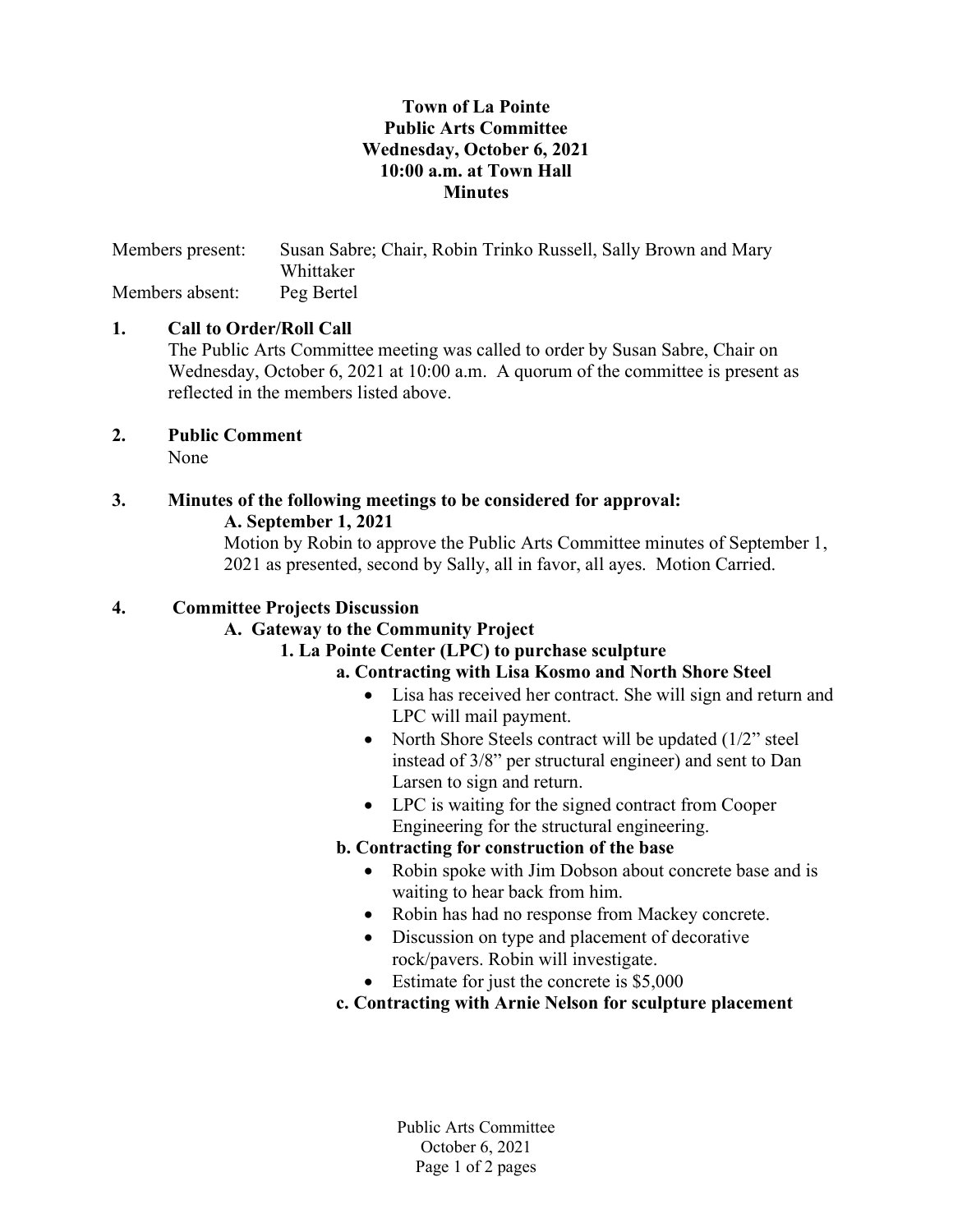**Town of La Pointe**
**Public Arts Committee**
**Wednesday, October 6, 2021**
**10:00 a.m. at Town Hall**
**Minutes**

Members present: Susan Sabre; Chair, Robin Trinko Russell, Sally Brown and Mary Whittaker
Members absent: Peg Bertel

## 1. Call to Order/Roll Call

The Public Arts Committee meeting was called to order by Susan Sabre, Chair on Wednesday, October 6, 2021 at 10:00 a.m. A quorum of the committee is present as reflected in the members listed above.

## 2. Public Comment

None

## 3. Minutes of the following meetings to be considered for approval:

### A. September 1, 2021

Motion by Robin to approve the Public Arts Committee minutes of September 1, 2021 as presented, second by Sally, all in favor, all ayes. Motion Carried.

## 4. Committee Projects Discussion

### A. Gateway to the Community Project

#### 1. La Pointe Center (LPC) to purchase sculpture

**a. Contracting with Lisa Kosmo and North Shore Steel**

- Lisa has received her contract. She will sign and return and LPC will mail payment.
- North Shore Steels contract will be updated (1/2" steel instead of 3/8" per structural engineer) and sent to Dan Larsen to sign and return.
- LPC is waiting for the signed contract from Cooper Engineering for the structural engineering.

**b. Contracting for construction of the base**

- Robin spoke with Jim Dobson about concrete base and is waiting to hear back from him.
- Robin has had no response from Mackey concrete.
- Discussion on type and placement of decorative rock/pavers. Robin will investigate.
- Estimate for just the concrete is $5,000

**c. Contracting with Arnie Nelson for sculpture placement**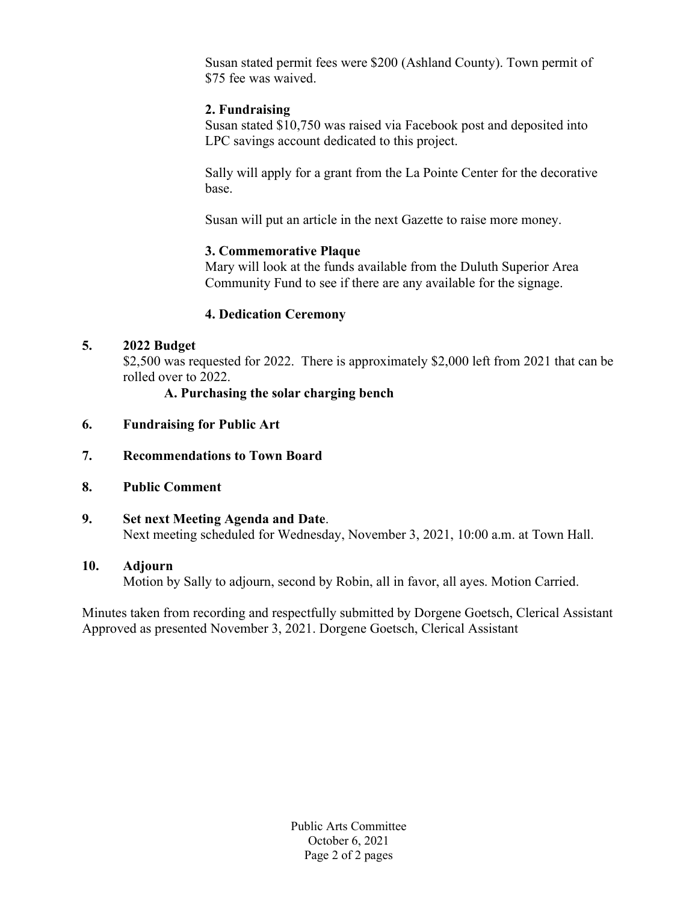Susan stated permit fees were $200 (Ashland County). Town permit of $75 fee was waived.

**2. Fundraising**

Susan stated $10,750 was raised via Facebook post and deposited into LPC savings account dedicated to this project.

Sally will apply for a grant from the La Pointe Center for the decorative base.

Susan will put an article in the next Gazette to raise more money.

**3. Commemorative Plaque**

Mary will look at the funds available from the Duluth Superior Area Community Fund to see if there are any available for the signage.

**4. Dedication Ceremony**

**5. 2022 Budget**

$2,500 was requested for 2022. There is approximately $2,000 left from 2021 that can be rolled over to 2022.

**A. Purchasing the solar charging bench**

**6. Fundraising for Public Art**

**7. Recommendations to Town Board**

**8. Public Comment**

**9. Set next Meeting Agenda and Date**.

Next meeting scheduled for Wednesday, November 3, 2021, 10:00 a.m. at Town Hall.

**10. Adjourn**

Motion by Sally to adjourn, second by Robin, all in favor, all ayes. Motion Carried.

Minutes taken from recording and respectfully submitted by Dorgene Goetsch, Clerical Assistant
Approved as presented November 3, 2021. Dorgene Goetsch, Clerical Assistant